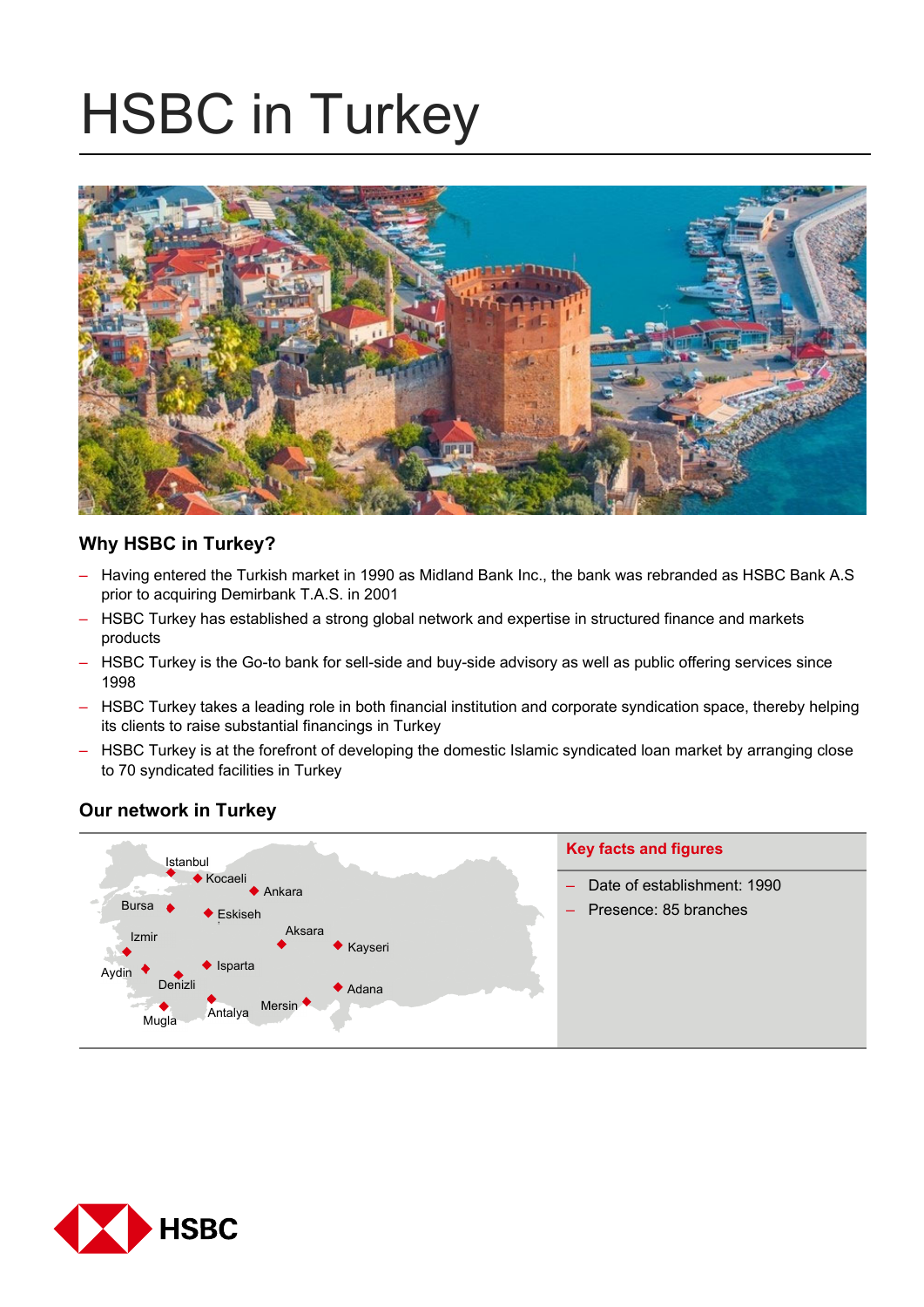# HSBC in Turkey

## Why HSBC in Turkey?

- Having entered the Turkish market in 1990 as Midland Bank Inc., the bank was rebranded as HSBC Bank A.S prior to acquiring Demirbank T.A.S. in 2001
- HSBC Turkey has established a strong global network and expertise in structured finance and markets products
- HSBC Turkey is the Go-to bank for sell-side and buy-side advisory as well as public offering services since 1998
- HSBC Turkey takes a leading role in both financial institution and corporate syndication space, thereby helping its clients to raise substantial financings in Turkey
- HSBC Turkey is at the forefront of developing the domestic Islamic syndicated loan market by arranging close to 70 syndicated facilities in Turkey

## Our network in Turkey

Istanbul, Kocaeli, Ankara, Bursa, Eskiseh, Aksara, Izmir, Kayseri, Aydin, Isparta, Denizli, Adana, Mersin, Antalya, Mugla

### Key facts and figures

- Date of establishment: 1990
- Presence: 85 branches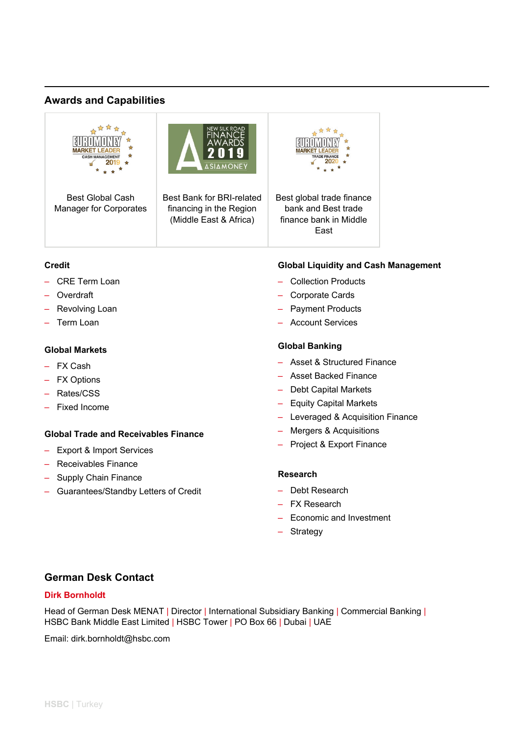## Awards and Capabilities

| | | |
|---|---|---|
| Best Global Cash Manager for Corporates | Best Bank for BRI-related financing in the Region (Middle East & Africa) | Best global trade finance bank and Best trade finance bank in Middle East |

### Credit

- CRE Term Loan
- Overdraft
- Revolving Loan
- Term Loan

### Global Markets

- FX Cash
- FX Options
- Rates/CSS
- Fixed Income

### Global Trade and Receivables Finance

- Export & Import Services
- Receivables Finance
- Supply Chain Finance
- Guarantees/Standby Letters of Credit

### Global Liquidity and Cash Management

- Collection Products
- Corporate Cards
- Payment Products
- Account Services

### Global Banking

- Asset & Structured Finance
- Asset Backed Finance
- Debt Capital Markets
- Equity Capital Markets
- Leveraged & Acquisition Finance
- Mergers & Acquisitions
- Project & Export Finance

### Research

- Debt Research
- FX Research
- Economic and Investment
- Strategy

## German Desk Contact

**Dirk Bornholdt**

Head of German Desk MENAT | Director | International Subsidiary Banking | Commercial Banking | HSBC Bank Middle East Limited | HSBC Tower | PO Box 66 | Dubai | UAE

Email: dirk.bornholdt@hsbc.com